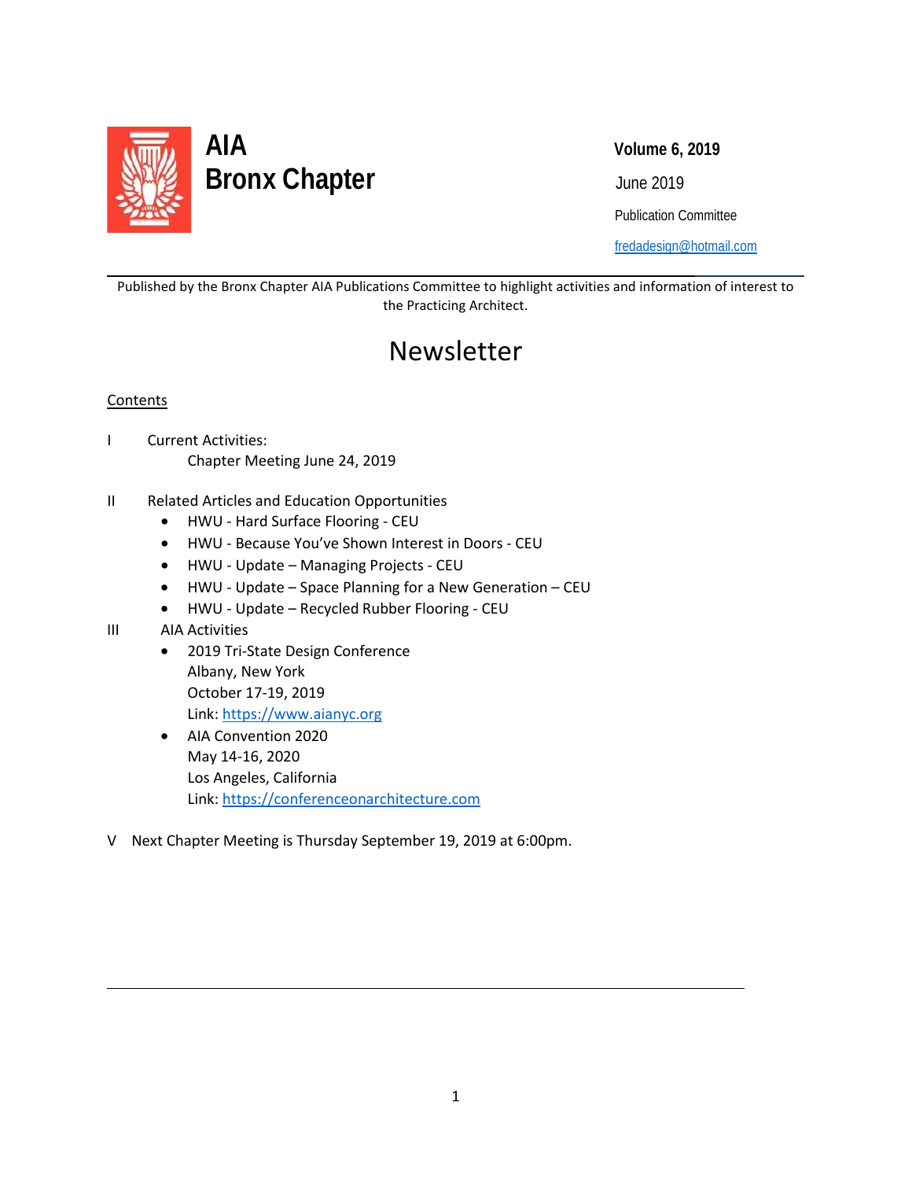# AIA Bronx Chapter

**Volume 6, 2019**

June 2019

Publication Committee

fredadesign@hotmail.com

Published by the Bronx Chapter AIA Publications Committee to highlight activities and information of interest to the Practicing Architect.

# Newsletter

Contents

I Current Activities:
   Chapter Meeting June 24, 2019

II Related Articles and Education Opportunities

- HWU - Hard Surface Flooring - CEU
- HWU - Because You've Shown Interest in Doors - CEU
- HWU - Update – Managing Projects - CEU
- HWU - Update – Space Planning for a New Generation – CEU
- HWU - Update – Recycled Rubber Flooring - CEU

III AIA Activities

- 2019 Tri-State Design Conference
  Albany, New York
  October 17-19, 2019
  Link: https://www.aianyc.org
- AIA Convention 2020
  May 14-16, 2020
  Los Angeles, California
  Link: https://conferenceonarchitecture.com

V Next Chapter Meeting is Thursday September 19, 2019 at 6:00pm.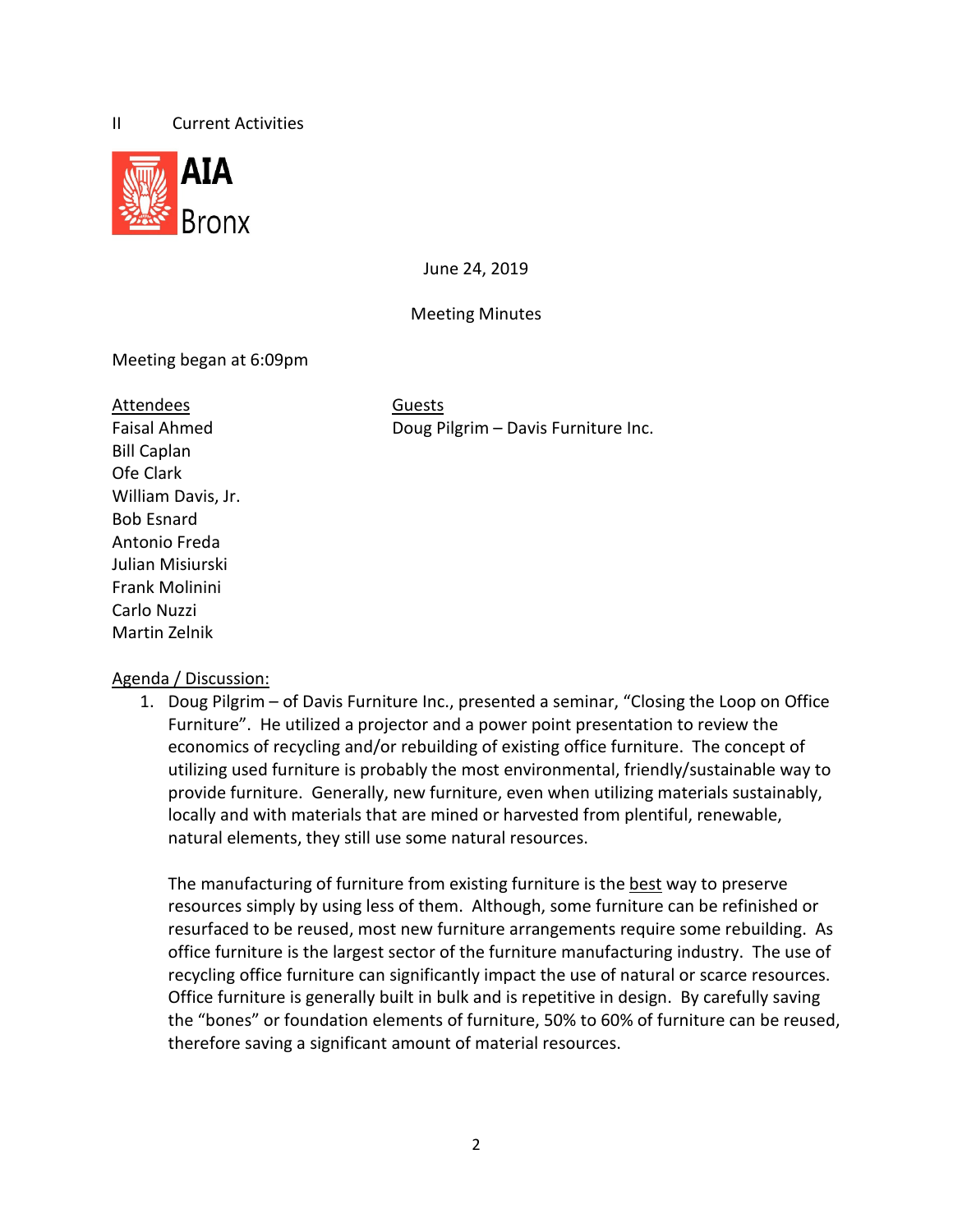II Current Activities

**AIA Bronx**

June 24, 2019

Meeting Minutes

Meeting began at 6:09pm

<u>Attendees</u>

Faisal Ahmed
Bill Caplan
Ofe Clark
William Davis, Jr.
Bob Esnard
Antonio Freda
Julian Misiurski
Frank Molinini
Carlo Nuzzi
Martin Zelnik

<u>Guests</u>

Doug Pilgrim – Davis Furniture Inc.

<u>Agenda / Discussion:</u>

1. Doug Pilgrim – of Davis Furniture Inc., presented a seminar, "Closing the Loop on Office Furniture". He utilized a projector and a power point presentation to review the economics of recycling and/or rebuilding of existing office furniture. The concept of utilizing used furniture is probably the most environmental, friendly/sustainable way to provide furniture. Generally, new furniture, even when utilizing materials sustainably, locally and with materials that are mined or harvested from plentiful, renewable, natural elements, they still use some natural resources.

   The manufacturing of furniture from existing furniture is the <u>best</u> way to preserve resources simply by using less of them. Although, some furniture can be refinished or resurfaced to be reused, most new furniture arrangements require some rebuilding. As office furniture is the largest sector of the furniture manufacturing industry. The use of recycling office furniture can significantly impact the use of natural or scarce resources. Office furniture is generally built in bulk and is repetitive in design. By carefully saving the "bones" or foundation elements of furniture, 50% to 60% of furniture can be reused, therefore saving a significant amount of material resources.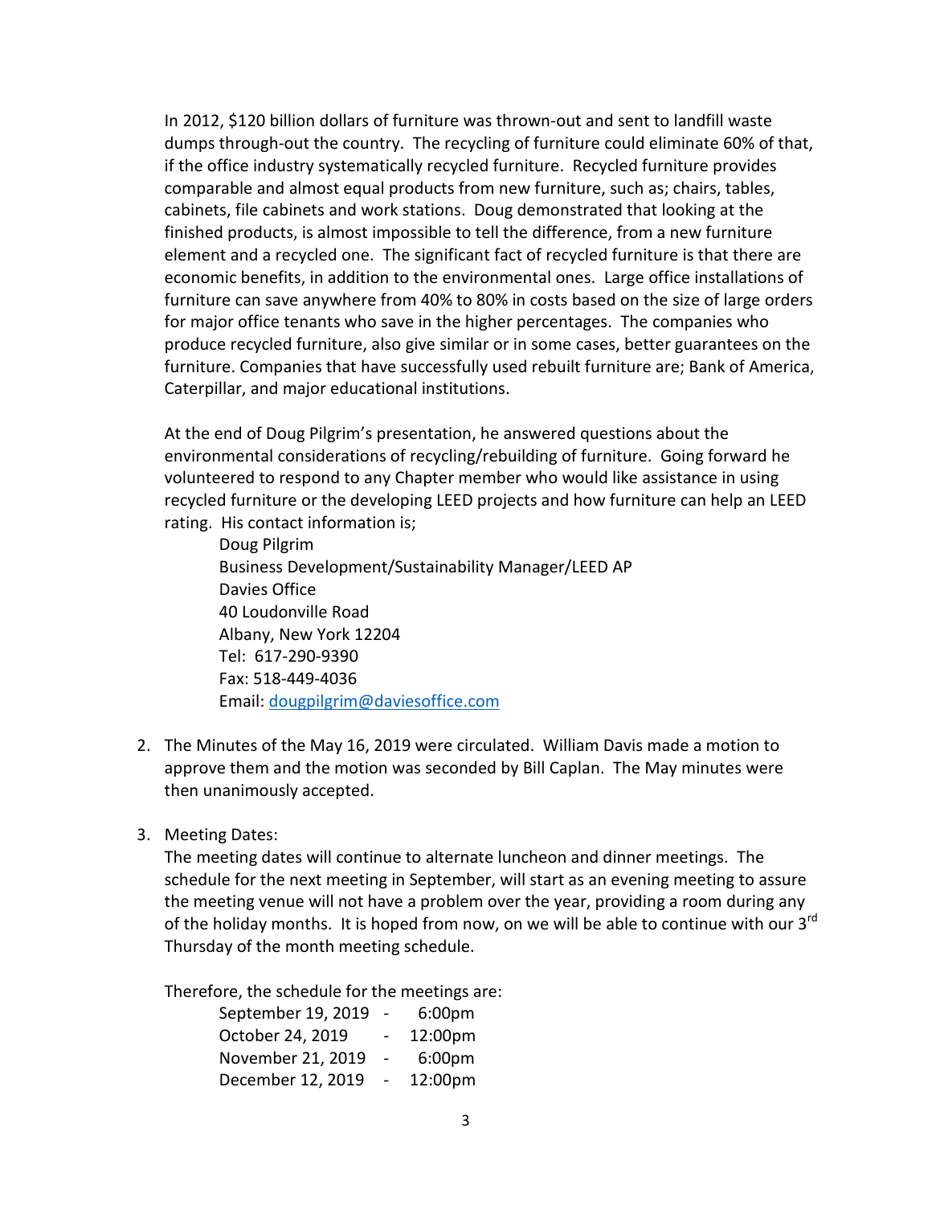In 2012, $120 billion dollars of furniture was thrown-out and sent to landfill waste dumps through-out the country. The recycling of furniture could eliminate 60% of that, if the office industry systematically recycled furniture. Recycled furniture provides comparable and almost equal products from new furniture, such as; chairs, tables, cabinets, file cabinets and work stations. Doug demonstrated that looking at the finished products, is almost impossible to tell the difference, from a new furniture element and a recycled one. The significant fact of recycled furniture is that there are economic benefits, in addition to the environmental ones. Large office installations of furniture can save anywhere from 40% to 80% in costs based on the size of large orders for major office tenants who save in the higher percentages. The companies who produce recycled furniture, also give similar or in some cases, better guarantees on the furniture. Companies that have successfully used rebuilt furniture are; Bank of America, Caterpillar, and major educational institutions.

At the end of Doug Pilgrim's presentation, he answered questions about the environmental considerations of recycling/rebuilding of furniture. Going forward he volunteered to respond to any Chapter member who would like assistance in using recycled furniture or the developing LEED projects and how furniture can help an LEED rating. His contact information is;

> Doug Pilgrim  
> Business Development/Sustainability Manager/LEED AP  
> Davies Office  
> 40 Loudonville Road  
> Albany, New York 12204  
> Tel: 617-290-9390  
> Fax: 518-449-4036  
> Email: [dougpilgrim@daviesoffice.com](mailto:dougpilgrim@daviesoffice.com)

2. The Minutes of the May 16, 2019 were circulated. William Davis made a motion to approve them and the motion was seconded by Bill Caplan. The May minutes were then unanimously accepted.

3. Meeting Dates:
   The meeting dates will continue to alternate luncheon and dinner meetings. The schedule for the next meeting in September, will start as an evening meeting to assure the meeting venue will not have a problem over the year, providing a room during any of the holiday months. It is hoped from now, on we will be able to continue with our 3rd Thursday of the month meeting schedule.

   Therefore, the schedule for the meetings are:

   September 19, 2019 - 6:00pm  
   October 24, 2019 - 12:00pm  
   November 21, 2019 - 6:00pm  
   December 12, 2019 - 12:00pm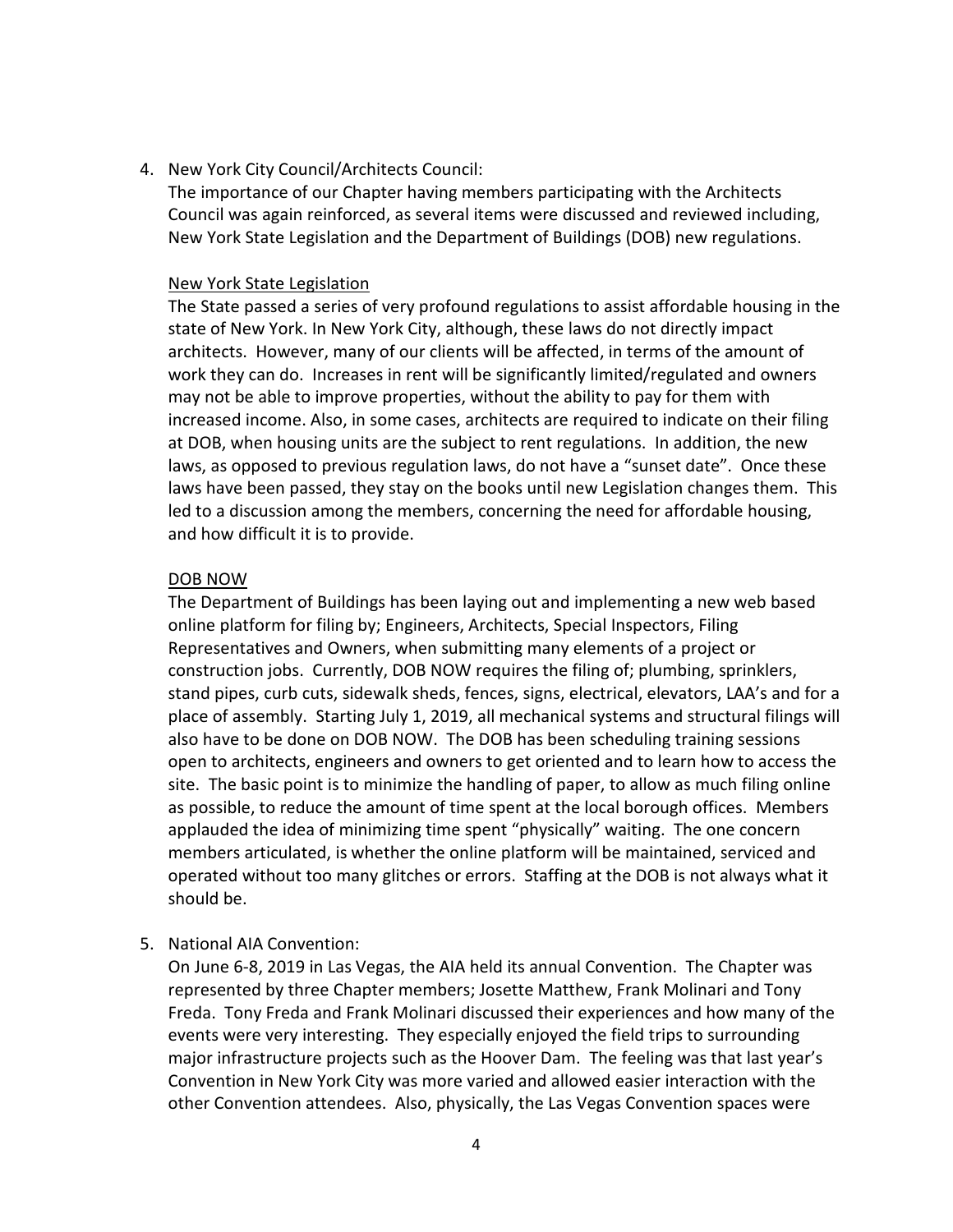4. New York City Council/Architects Council:

   The importance of our Chapter having members participating with the Architects Council was again reinforced, as several items were discussed and reviewed including, New York State Legislation and the Department of Buildings (DOB) new regulations.

   <u>New York State Legislation</u>

   The State passed a series of very profound regulations to assist affordable housing in the state of New York. In New York City, although, these laws do not directly impact architects. However, many of our clients will be affected, in terms of the amount of work they can do. Increases in rent will be significantly limited/regulated and owners may not be able to improve properties, without the ability to pay for them with increased income. Also, in some cases, architects are required to indicate on their filing at DOB, when housing units are the subject to rent regulations. In addition, the new laws, as opposed to previous regulation laws, do not have a "sunset date". Once these laws have been passed, they stay on the books until new Legislation changes them. This led to a discussion among the members, concerning the need for affordable housing, and how difficult it is to provide.

   <u>DOB NOW</u>

   The Department of Buildings has been laying out and implementing a new web based online platform for filing by; Engineers, Architects, Special Inspectors, Filing Representatives and Owners, when submitting many elements of a project or construction jobs. Currently, DOB NOW requires the filing of; plumbing, sprinklers, stand pipes, curb cuts, sidewalk sheds, fences, signs, electrical, elevators, LAA's and for a place of assembly. Starting July 1, 2019, all mechanical systems and structural filings will also have to be done on DOB NOW. The DOB has been scheduling training sessions open to architects, engineers and owners to get oriented and to learn how to access the site. The basic point is to minimize the handling of paper, to allow as much filing online as possible, to reduce the amount of time spent at the local borough offices. Members applauded the idea of minimizing time spent "physically" waiting. The one concern members articulated, is whether the online platform will be maintained, serviced and operated without too many glitches or errors. Staffing at the DOB is not always what it should be.

5. National AIA Convention:

   On June 6-8, 2019 in Las Vegas, the AIA held its annual Convention. The Chapter was represented by three Chapter members; Josette Matthew, Frank Molinari and Tony Freda. Tony Freda and Frank Molinari discussed their experiences and how many of the events were very interesting. They especially enjoyed the field trips to surrounding major infrastructure projects such as the Hoover Dam. The feeling was that last year's Convention in New York City was more varied and allowed easier interaction with the other Convention attendees. Also, physically, the Las Vegas Convention spaces were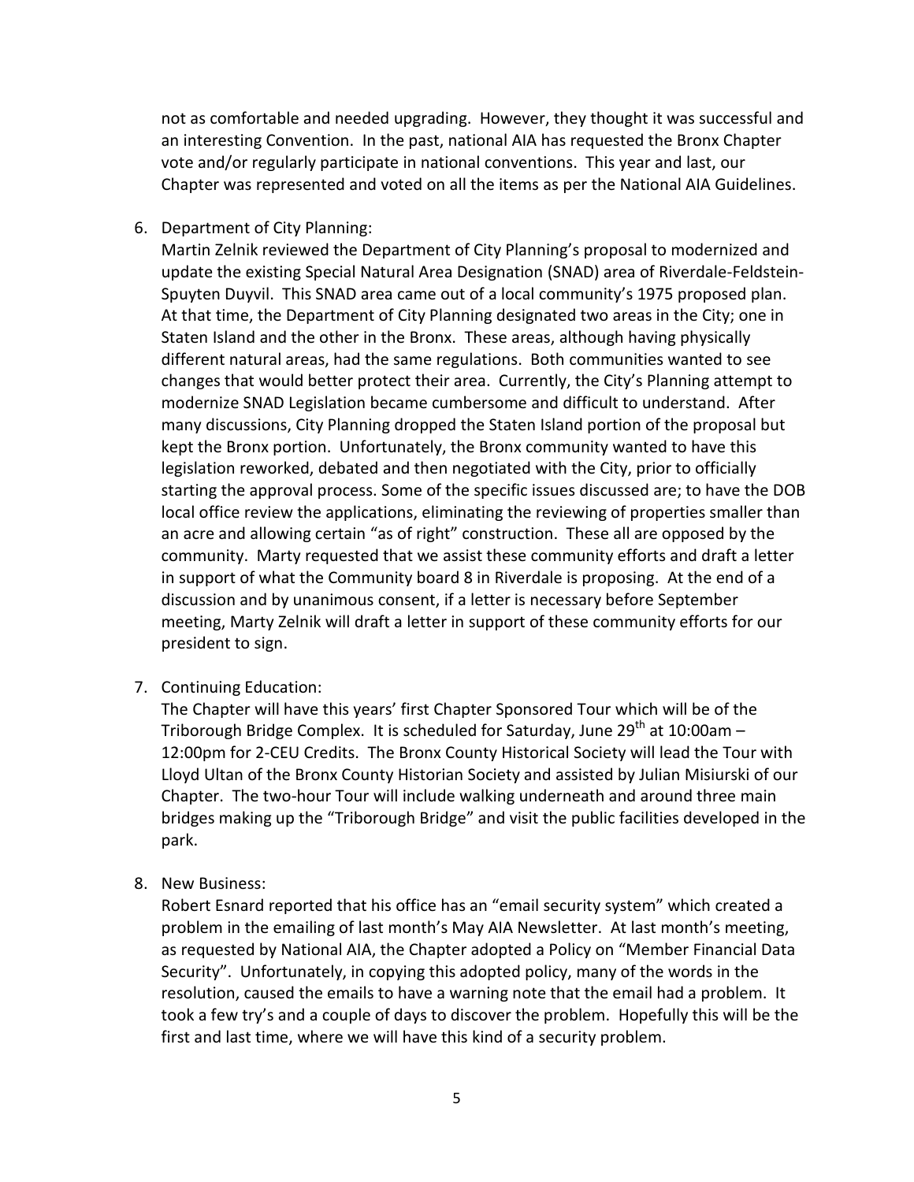not as comfortable and needed upgrading. However, they thought it was successful and an interesting Convention. In the past, national AIA has requested the Bronx Chapter vote and/or regularly participate in national conventions. This year and last, our Chapter was represented and voted on all the items as per the National AIA Guidelines.

6. Department of City Planning:
   Martin Zelnik reviewed the Department of City Planning's proposal to modernized and update the existing Special Natural Area Designation (SNAD) area of Riverdale-Feldstein-Spuyten Duyvil. This SNAD area came out of a local community's 1975 proposed plan. At that time, the Department of City Planning designated two areas in the City; one in Staten Island and the other in the Bronx. These areas, although having physically different natural areas, had the same regulations. Both communities wanted to see changes that would better protect their area. Currently, the City's Planning attempt to modernize SNAD Legislation became cumbersome and difficult to understand. After many discussions, City Planning dropped the Staten Island portion of the proposal but kept the Bronx portion. Unfortunately, the Bronx community wanted to have this legislation reworked, debated and then negotiated with the City, prior to officially starting the approval process. Some of the specific issues discussed are; to have the DOB local office review the applications, eliminating the reviewing of properties smaller than an acre and allowing certain "as of right" construction. These all are opposed by the community. Marty requested that we assist these community efforts and draft a letter in support of what the Community board 8 in Riverdale is proposing. At the end of a discussion and by unanimous consent, if a letter is necessary before September meeting, Marty Zelnik will draft a letter in support of these community efforts for our president to sign.

7. Continuing Education:
   The Chapter will have this years' first Chapter Sponsored Tour which will be of the Triborough Bridge Complex. It is scheduled for Saturday, June 29th at 10:00am – 12:00pm for 2-CEU Credits. The Bronx County Historical Society will lead the Tour with Lloyd Ultan of the Bronx County Historian Society and assisted by Julian Misiurski of our Chapter. The two-hour Tour will include walking underneath and around three main bridges making up the "Triborough Bridge" and visit the public facilities developed in the park.

8. New Business:
   Robert Esnard reported that his office has an "email security system" which created a problem in the emailing of last month's May AIA Newsletter. At last month's meeting, as requested by National AIA, the Chapter adopted a Policy on "Member Financial Data Security". Unfortunately, in copying this adopted policy, many of the words in the resolution, caused the emails to have a warning note that the email had a problem. It took a few try's and a couple of days to discover the problem. Hopefully this will be the first and last time, where we will have this kind of a security problem.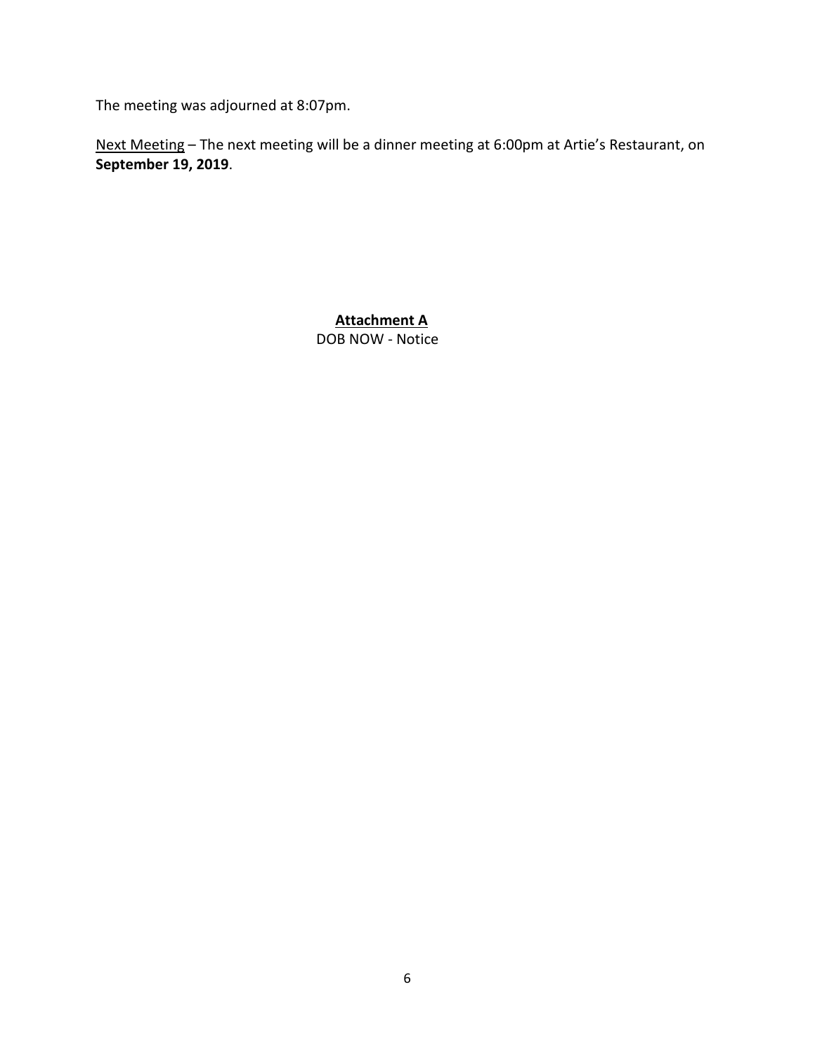The meeting was adjourned at 8:07pm.

Next Meeting – The next meeting will be a dinner meeting at 6:00pm at Artie's Restaurant, on **September 19, 2019**.

**Attachment A**
DOB NOW - Notice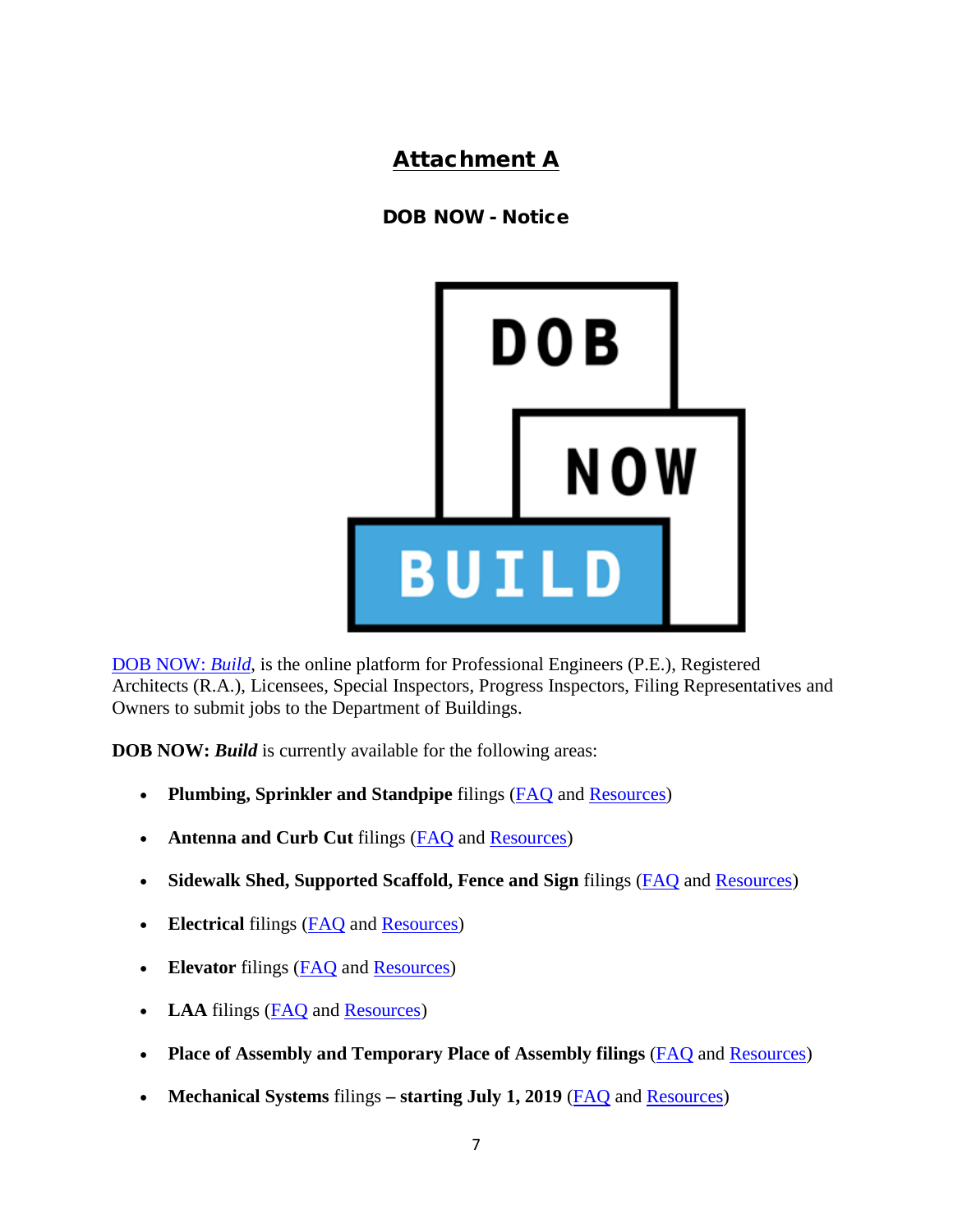# Attachment A

## DOB NOW - Notice

DOB NOW: *Build*, is the online platform for Professional Engineers (P.E.), Registered Architects (R.A.), Licensees, Special Inspectors, Progress Inspectors, Filing Representatives and Owners to submit jobs to the Department of Buildings.

**DOB NOW:** ***Build*** is currently available for the following areas:

- **Plumbing, Sprinkler and Standpipe** filings (FAQ and Resources)
- **Antenna and Curb Cut** filings (FAQ and Resources)
- **Sidewalk Shed, Supported Scaffold, Fence and Sign** filings (FAQ and Resources)
- **Electrical** filings (FAQ and Resources)
- **Elevator** filings (FAQ and Resources)
- **LAA** filings (FAQ and Resources)
- **Place of Assembly and Temporary Place of Assembly filings** (FAQ and Resources)
- **Mechanical Systems** filings **– starting July 1, 2019** (FAQ and Resources)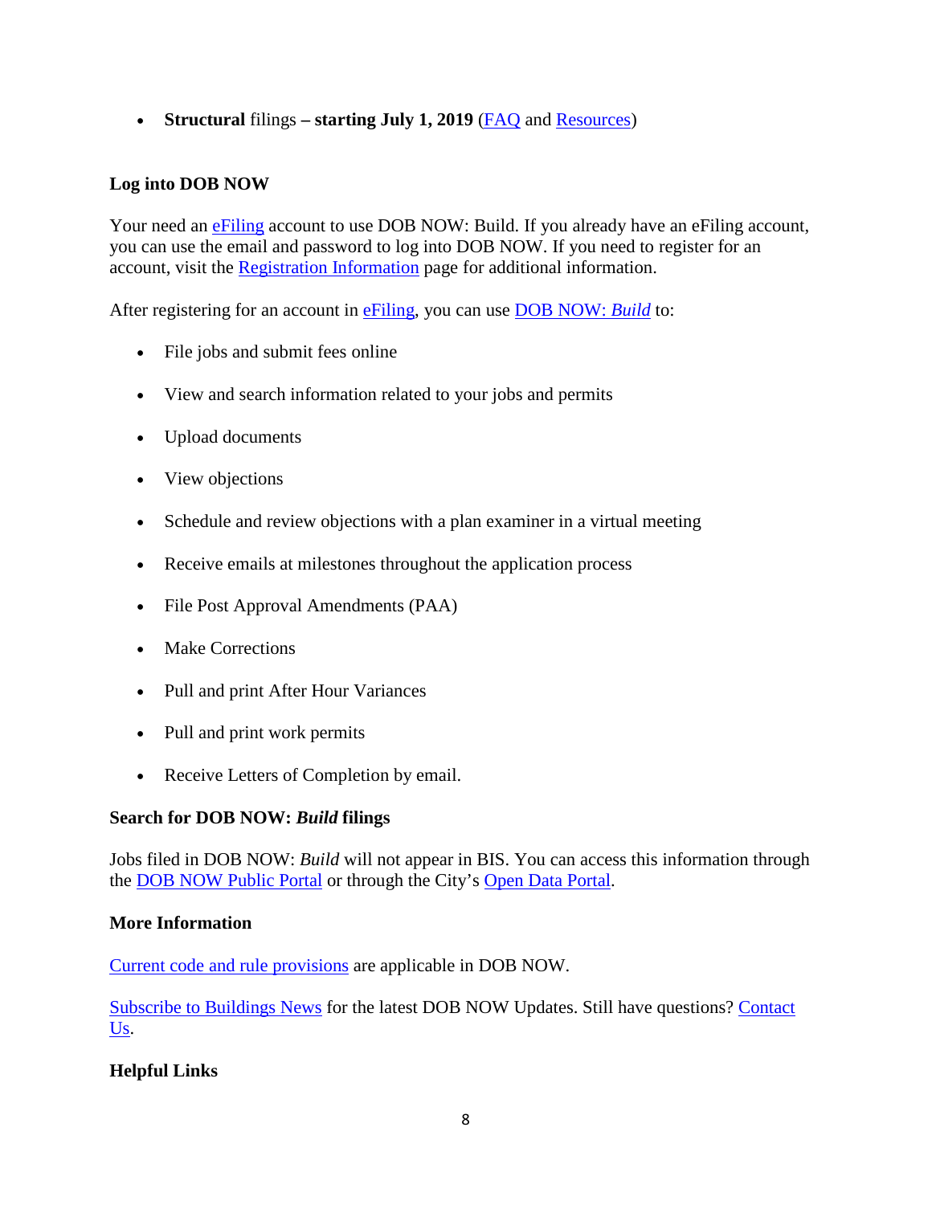- **Structural** filings **– starting July 1, 2019** (FAQ and Resources)

**Log into DOB NOW**

Your need an eFiling account to use DOB NOW: Build. If you already have an eFiling account, you can use the email and password to log into DOB NOW. If you need to register for an account, visit the Registration Information page for additional information.

After registering for an account in eFiling, you can use DOB NOW: *Build* to:

- File jobs and submit fees online
- View and search information related to your jobs and permits
- Upload documents
- View objections
- Schedule and review objections with a plan examiner in a virtual meeting
- Receive emails at milestones throughout the application process
- File Post Approval Amendments (PAA)
- Make Corrections
- Pull and print After Hour Variances
- Pull and print work permits
- Receive Letters of Completion by email.

**Search for DOB NOW: *Build* filings**

Jobs filed in DOB NOW: *Build* will not appear in BIS. You can access this information through the DOB NOW Public Portal or through the City's Open Data Portal.

**More Information**

Current code and rule provisions are applicable in DOB NOW.

Subscribe to Buildings News for the latest DOB NOW Updates. Still have questions? Contact Us.

**Helpful Links**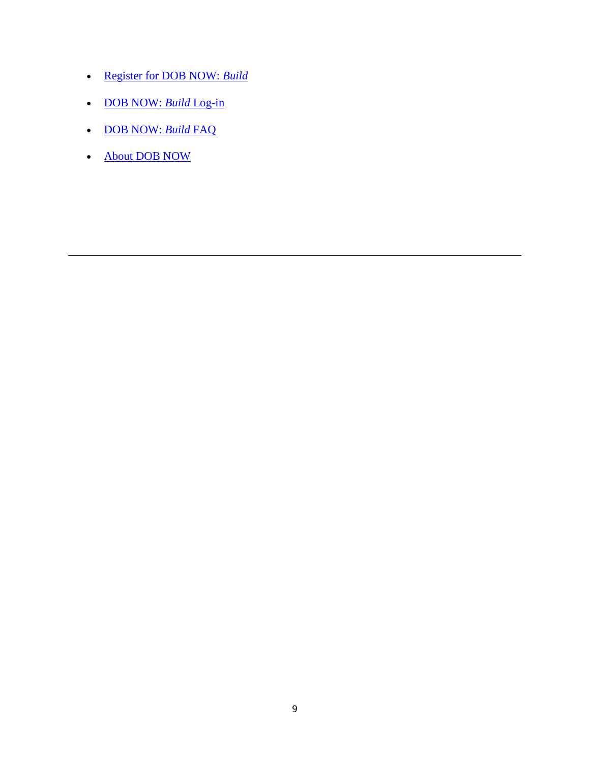- Register for DOB NOW: *Build*
- DOB NOW: *Build* Log-in
- DOB NOW: *Build* FAQ
- About DOB NOW

---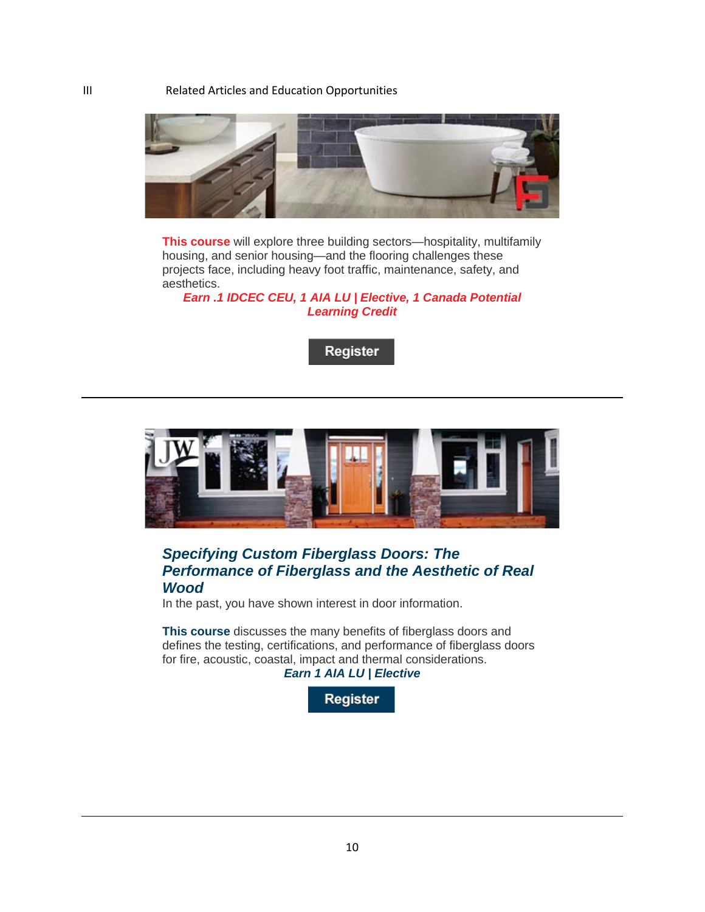III Related Articles and Education Opportunities

**This course** will explore three building sectors—hospitality, multifamily housing, and senior housing—and the flooring challenges these projects face, including heavy foot traffic, maintenance, safety, and aesthetics.

***Earn .1 IDCEC CEU, 1 AIA LU | Elective, 1 Canada Potential Learning Credit***

Register

---

### ***Specifying Custom Fiberglass Doors: The Performance of Fiberglass and the Aesthetic of Real Wood***

In the past, you have shown interest in door information.

**This course** discusses the many benefits of fiberglass doors and defines the testing, certifications, and performance of fiberglass doors for fire, acoustic, coastal, impact and thermal considerations.

***Earn 1 AIA LU | Elective***

Register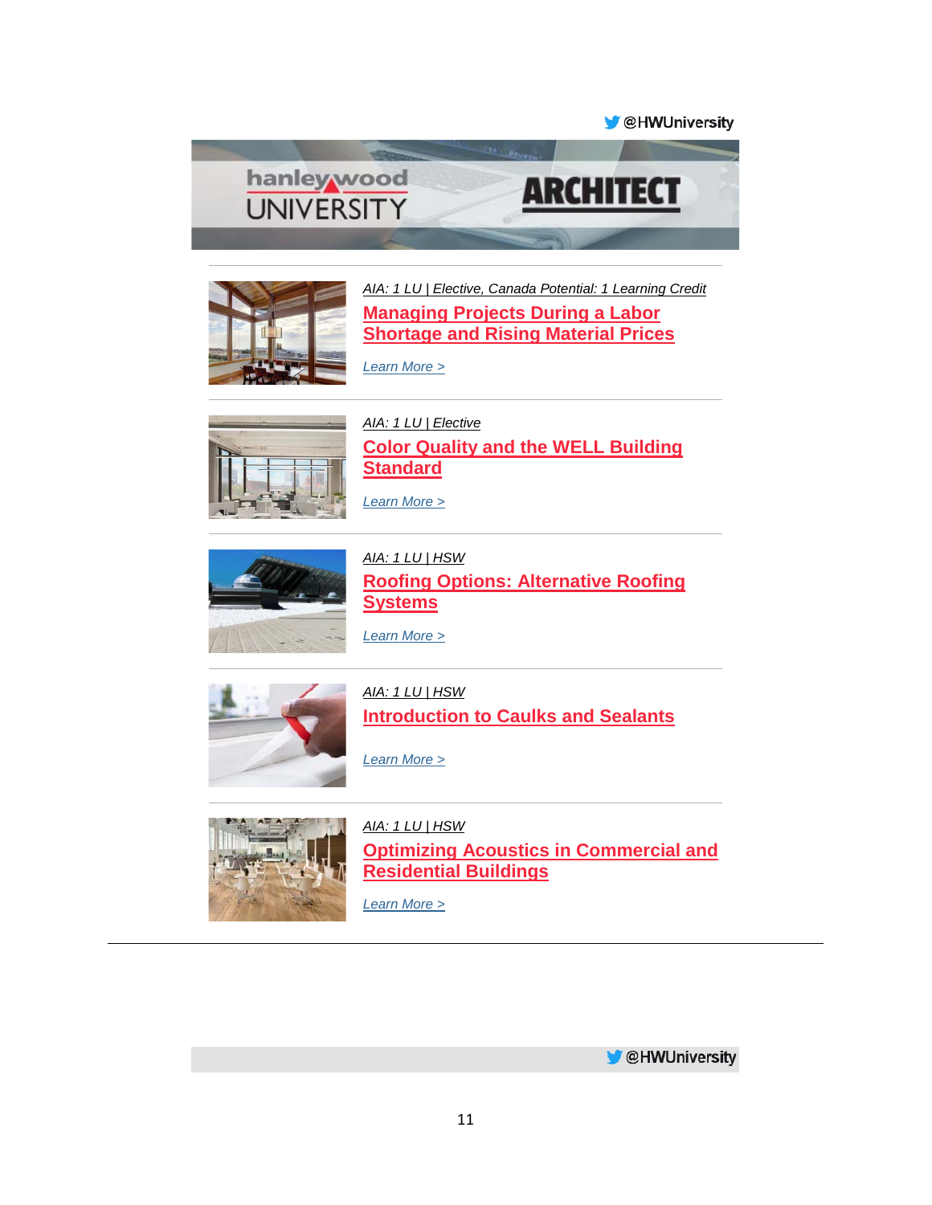@HWUniversity

hanley wood UNIVERSITY ARCHITECT

---

*AIA: 1 LU | Elective, Canada Potential: 1 Learning Credit*

**Managing Projects During a Labor Shortage and Rising Material Prices**

*Learn More >*

---

*AIA: 1 LU | Elective*

**Color Quality and the WELL Building Standard**

*Learn More >*

---

*AIA: 1 LU | HSW*

**Roofing Options: Alternative Roofing Systems**

*Learn More >*

---

*AIA: 1 LU | HSW*

**Introduction to Caulks and Sealants**

*Learn More >*

---

*AIA: 1 LU | HSW*

**Optimizing Acoustics in Commercial and Residential Buildings**

*Learn More >*

---

@HWUniversity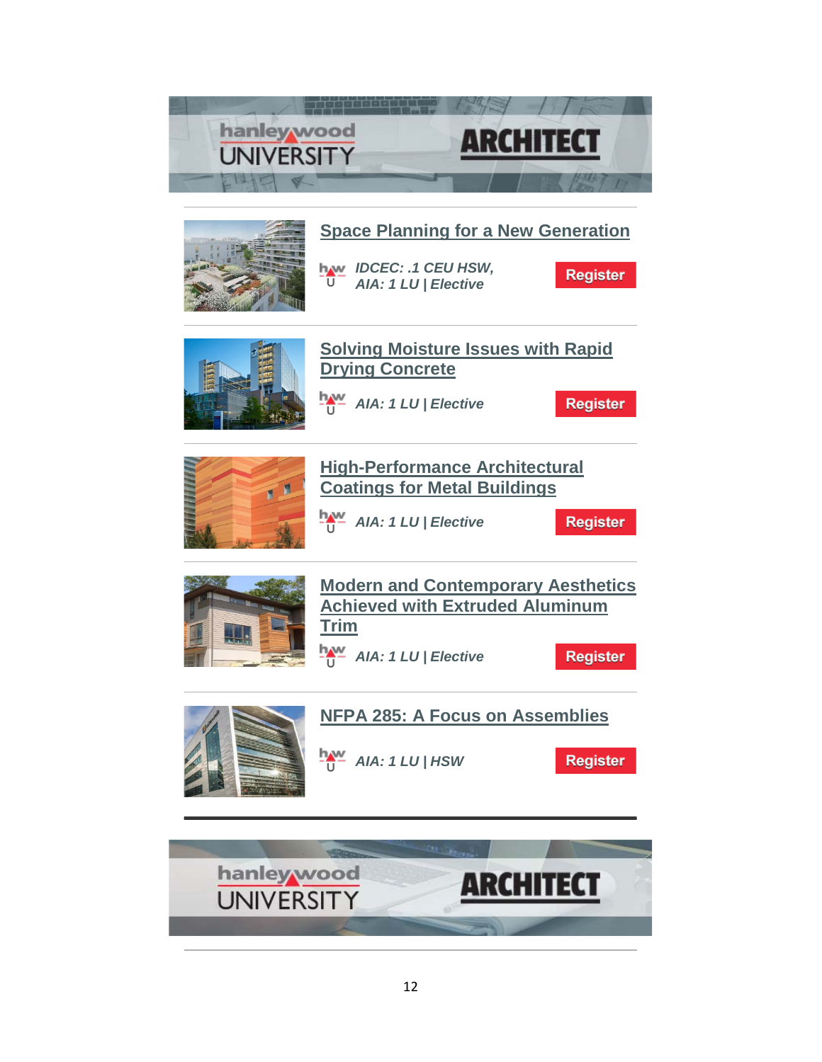hanley wood UNIVERSITY | ARCHITECT

## Space Planning for a New Generation

*IDCEC: .1 CEU HSW, AIA: 1 LU | Elective*

Register

## Solving Moisture Issues with Rapid Drying Concrete

*AIA: 1 LU | Elective*

Register

## High-Performance Architectural Coatings for Metal Buildings

*AIA: 1 LU | Elective*

Register

## Modern and Contemporary Aesthetics Achieved with Extruded Aluminum Trim

*AIA: 1 LU | Elective*

Register

## NFPA 285: A Focus on Assemblies

*AIA: 1 LU | HSW*

Register

---

hanley wood UNIVERSITY | ARCHITECT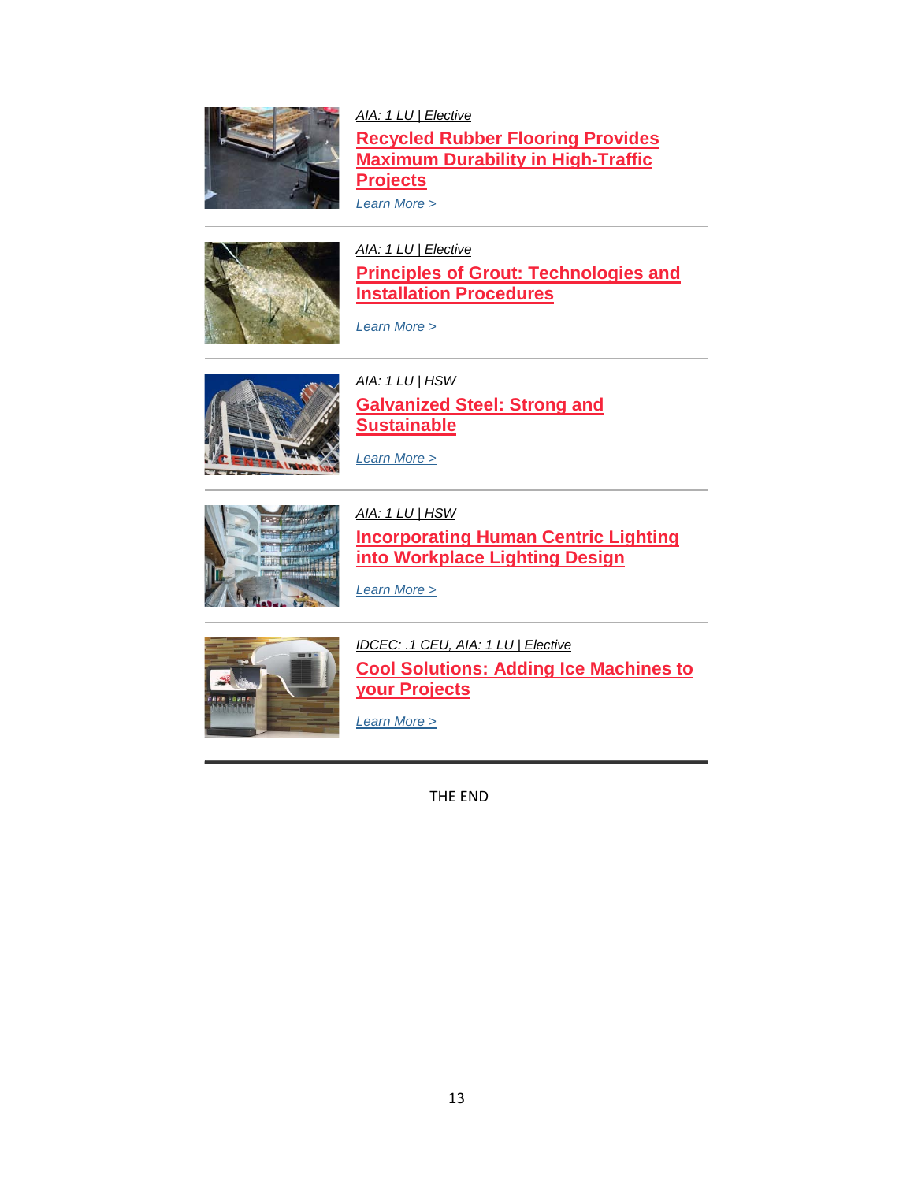*AIA: 1 LU | Elective*

**Recycled Rubber Flooring Provides Maximum Durability in High-Traffic Projects**

*Learn More >*

---

*AIA: 1 LU | Elective*

**Principles of Grout: Technologies and Installation Procedures**

*Learn More >*

---

*AIA: 1 LU | HSW*

**Galvanized Steel: Strong and Sustainable**

*Learn More >*

---

*AIA: 1 LU | HSW*

**Incorporating Human Centric Lighting into Workplace Lighting Design**

*Learn More >*

---

*IDCEC: .1 CEU, AIA: 1 LU | Elective*

**Cool Solutions: Adding Ice Machines to your Projects**

*Learn More >*

---

THE END